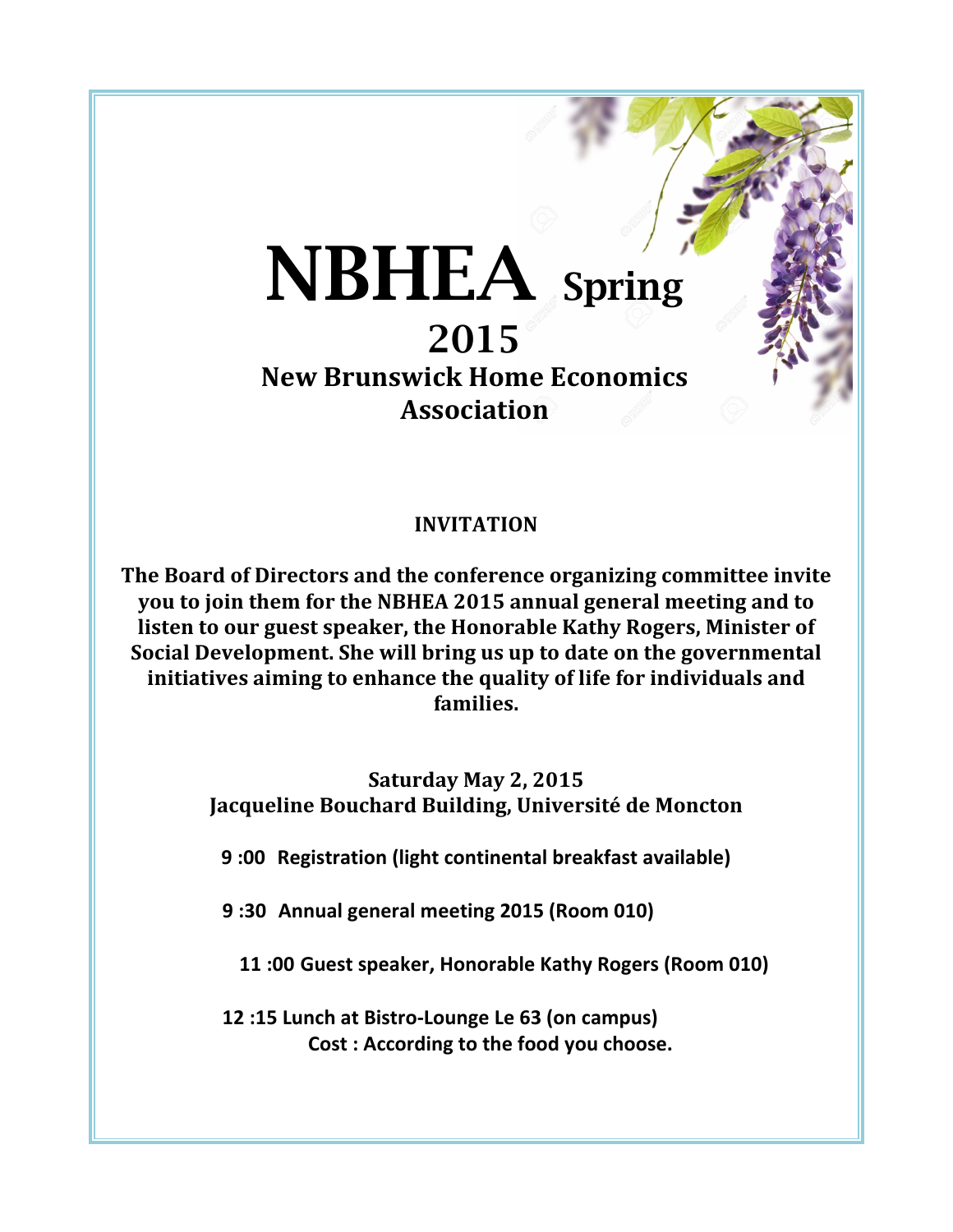# NBHEA Spring 2015

## New Brunswick Home Economics Association

**INVITATION**

**The Board of Directors and the conference organizing committee invite you to join them for the NBHEA 2015 annual general meeting and to listen to our guest speaker, the Honorable Kathy Rogers, Minister of Social Development. She will bring us up to date on the governmental initiatives aiming to enhance the quality of life for individuals and families.**

**Saturday May 2, 2015**
**Jacqueline Bouchard Building, Université de Moncton**

**9 :00 Registration (light continental breakfast available)**

**9 :30 Annual general meeting 2015 (Room 010)**

**11 :00 Guest speaker, Honorable Kathy Rogers (Room 010)**

**12 :15 Lunch at Bistro-Lounge Le 63 (on campus)**
**Cost : According to the food you choose.**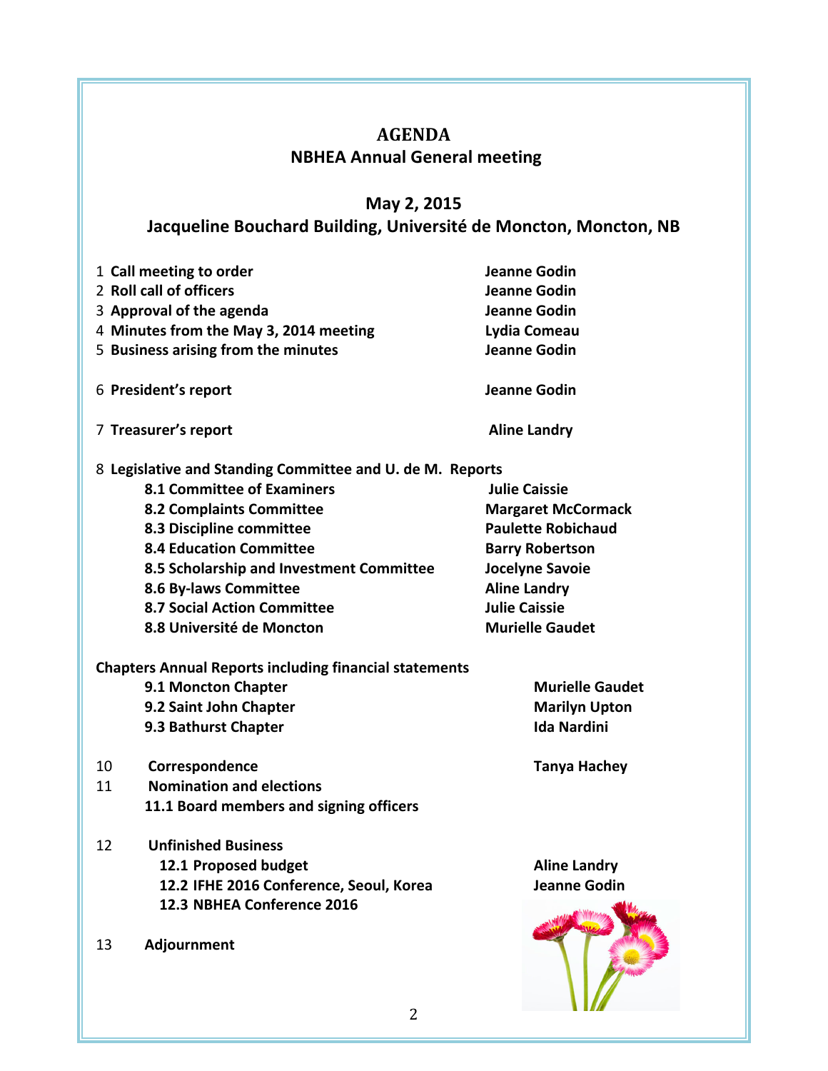# AGENDA

## NBHEA Annual General meeting

### May 2, 2015

### Jacqueline Bouchard Building, Université de Moncton, Moncton, NB

| | |
|---|---|
| 1 **Call meeting to order** | **Jeanne Godin** |
| 2 **Roll call of officers** | **Jeanne Godin** |
| 3 **Approval of the agenda** | **Jeanne Godin** |
| 4 **Minutes from the May 3, 2014 meeting** | **Lydia Comeau** |
| 5 **Business arising from the minutes** | **Jeanne Godin** |
| 6 **President's report** | **Jeanne Godin** |
| 7 **Treasurer's report** | **Aline Landry** |
| 8 **Legislative and Standing Committee and U. de M. Reports** | |
| **8.1 Committee of Examiners** | **Julie Caissie** |
| **8.2 Complaints Committee** | **Margaret McCormack** |
| **8.3 Discipline committee** | **Paulette Robichaud** |
| **8.4 Education Committee** | **Barry Robertson** |
| **8.5 Scholarship and Investment Committee** | **Jocelyne Savoie** |
| **8.6 By-laws Committee** | **Aline Landry** |
| **8.7 Social Action Committee** | **Julie Caissie** |
| **8.8 Université de Moncton** | **Murielle Gaudet** |
| **Chapters Annual Reports including financial statements** | |
| **9.1 Moncton Chapter** | **Murielle Gaudet** |
| **9.2 Saint John Chapter** | **Marilyn Upton** |
| **9.3 Bathurst Chapter** | **Ida Nardini** |
| 10 **Correspondence** | **Tanya Hachey** |
| 11 **Nomination and elections** | |
| **11.1 Board members and signing officers** | |
| 12 **Unfinished Business** | |
| **12.1 Proposed budget** | **Aline Landry** |
| **12.2 IFHE 2016 Conference, Seoul, Korea** | **Jeanne Godin** |
| **12.3 NBHEA Conference 2016** | |
| 13 **Adjournment** | |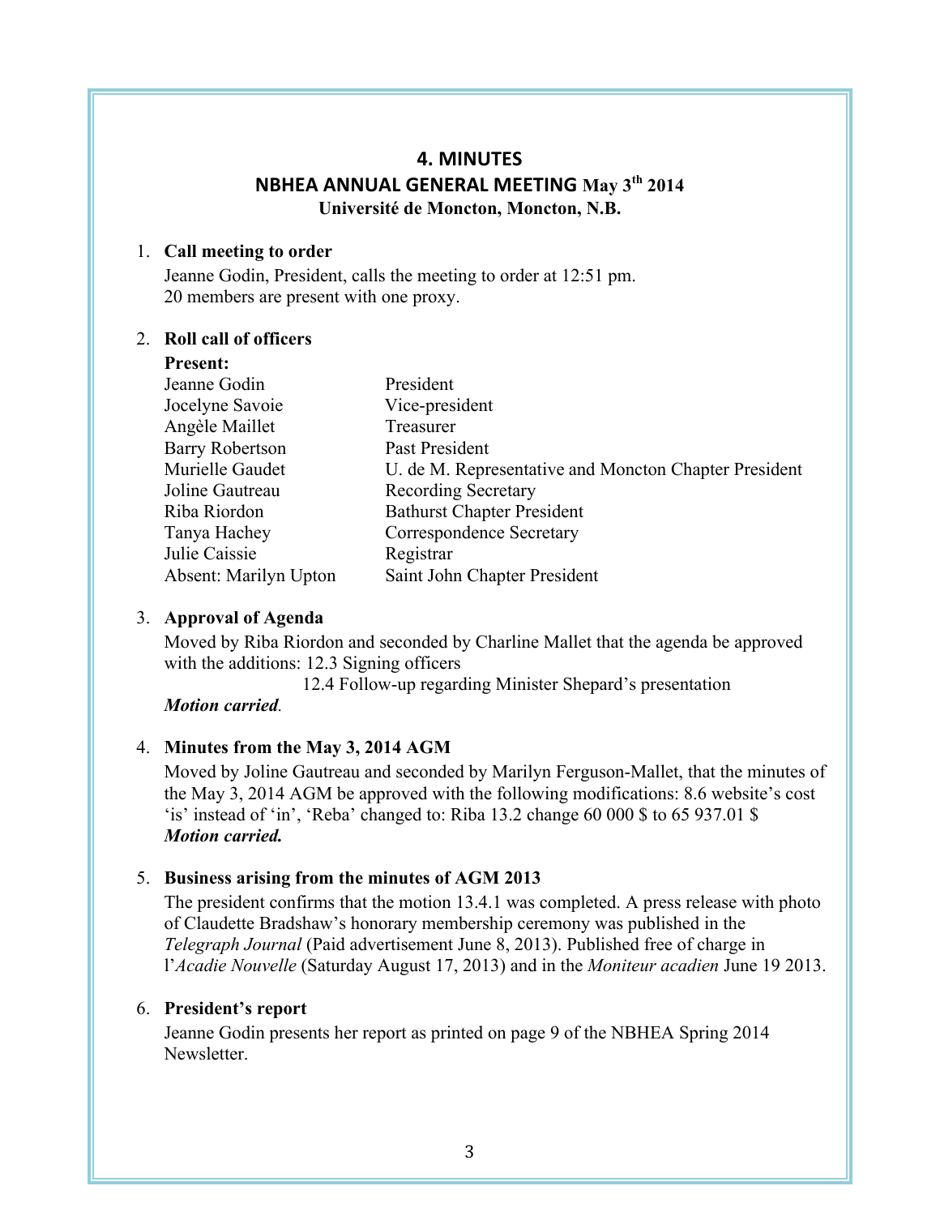# 4. MINUTES

## NBHEA ANNUAL GENERAL MEETING May 3th 2014

**Université de Moncton, Moncton, N.B.**

1. **Call meeting to order**

   Jeanne Godin, President, calls the meeting to order at 12:51 pm.
   20 members are present with one proxy.

2. **Roll call of officers**

   **Present:**

   | | |
   |---|---|
   | Jeanne Godin | President |
   | Jocelyne Savoie | Vice-president |
   | Angèle Maillet | Treasurer |
   | Barry Robertson | Past President |
   | Murielle Gaudet | U. de M. Representative and Moncton Chapter President |
   | Joline Gautreau | Recording Secretary |
   | Riba Riordon | Bathurst Chapter President |
   | Tanya Hachey | Correspondence Secretary |
   | Julie Caissie | Registrar |
   | Absent: Marilyn Upton | Saint John Chapter President |

3. **Approval of Agenda**

   Moved by Riba Riordon and seconded by Charline Mallet that the agenda be approved with the additions: 12.3 Signing officers
   12.4 Follow-up regarding Minister Shepard's presentation

   ***Motion carried.***

4. **Minutes from the May 3, 2014 AGM**

   Moved by Joline Gautreau and seconded by Marilyn Ferguson-Mallet, that the minutes of the May 3, 2014 AGM be approved with the following modifications: 8.6 website's cost 'is' instead of 'in', 'Reba' changed to: Riba 13.2 change 60 000 $ to 65 937.01 $

   ***Motion carried.***

5. **Business arising from the minutes of AGM 2013**

   The president confirms that the motion 13.4.1 was completed. A press release with photo of Claudette Bradshaw's honorary membership ceremony was published in the *Telegraph Journal* (Paid advertisement June 8, 2013). Published free of charge in l'*Acadie Nouvelle* (Saturday August 17, 2013) and in the *Moniteur acadien* June 19 2013.

6. **President's report**

   Jeanne Godin presents her report as printed on page 9 of the NBHEA Spring 2014 Newsletter.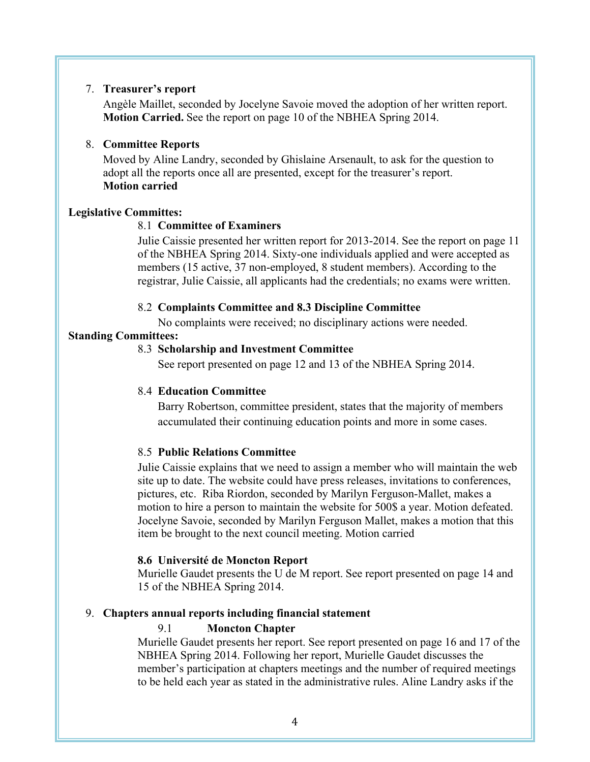7. **Treasurer's report**

   Angèle Maillet, seconded by Jocelyne Savoie moved the adoption of her written report. **Motion Carried.** See the report on page 10 of the NBHEA Spring 2014.

8. **Committee Reports**

   Moved by Aline Landry, seconded by Ghislaine Arsenault, to ask for the question to adopt all the reports once all are presented, except for the treasurer's report.
   **Motion carried**

**Legislative Committes:**

8.1 **Committee of Examiners**

Julie Caissie presented her written report for 2013-2014. See the report on page 11 of the NBHEA Spring 2014. Sixty-one individuals applied and were accepted as members (15 active, 37 non-employed, 8 student members). According to the registrar, Julie Caissie, all applicants had the credentials; no exams were written.

8.2 **Complaints Committee and 8.3 Discipline Committee**

No complaints were received; no disciplinary actions were needed.

**Standing Committees:**

8.3 **Scholarship and Investment Committee**

See report presented on page 12 and 13 of the NBHEA Spring 2014.

8.4 **Education Committee**

Barry Robertson, committee president, states that the majority of members accumulated their continuing education points and more in some cases.

8.5 **Public Relations Committee**

Julie Caissie explains that we need to assign a member who will maintain the web site up to date. The website could have press releases, invitations to conferences, pictures, etc. Riba Riordon, seconded by Marilyn Ferguson-Mallet, makes a motion to hire a person to maintain the website for 500$ a year. Motion defeated. Jocelyne Savoie, seconded by Marilyn Ferguson Mallet, makes a motion that this item be brought to the next council meeting. Motion carried

**8.6 Université de Moncton Report**

Murielle Gaudet presents the U de M report. See report presented on page 14 and 15 of the NBHEA Spring 2014.

9. **Chapters annual reports including financial statement**

   9.1 **Moncton Chapter**

   Murielle Gaudet presents her report. See report presented on page 16 and 17 of the NBHEA Spring 2014. Following her report, Murielle Gaudet discusses the member's participation at chapters meetings and the number of required meetings to be held each year as stated in the administrative rules. Aline Landry asks if the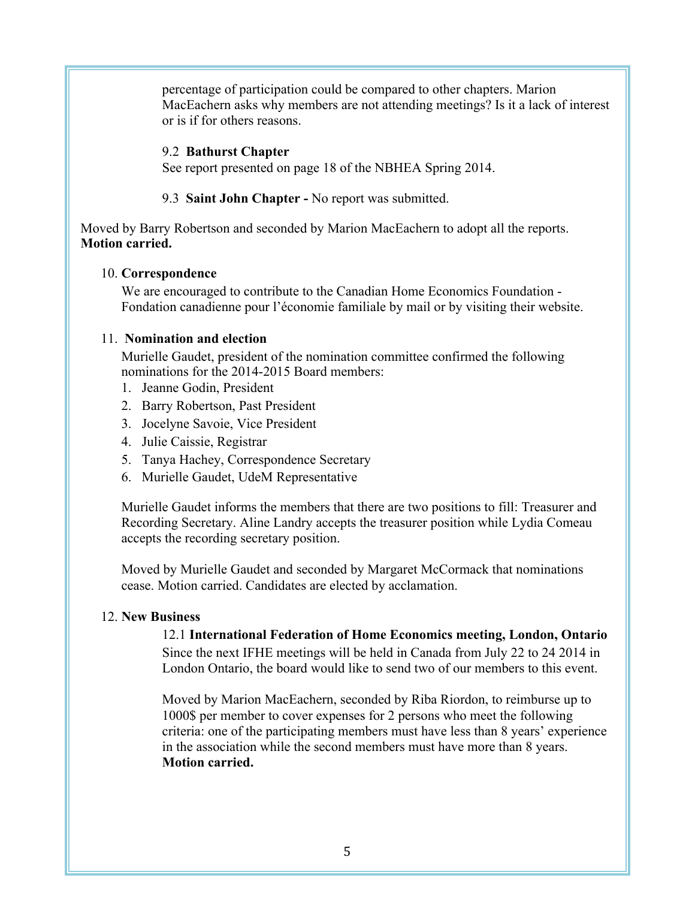percentage of participation could be compared to other chapters. Marion MacEachern asks why members are not attending meetings? Is it a lack of interest or is if for others reasons.

9.2 **Bathurst Chapter**
See report presented on page 18 of the NBHEA Spring 2014.

9.3 **Saint John Chapter -** No report was submitted.

Moved by Barry Robertson and seconded by Marion MacEachern to adopt all the reports.
**Motion carried.**

10. **Correspondence**

We are encouraged to contribute to the Canadian Home Economics Foundation - Fondation canadienne pour l'économie familiale by mail or by visiting their website.

11. **Nomination and election**

Murielle Gaudet, president of the nomination committee confirmed the following nominations for the 2014-2015 Board members:

1. Jeanne Godin, President
2. Barry Robertson, Past President
3. Jocelyne Savoie, Vice President
4. Julie Caissie, Registrar
5. Tanya Hachey, Correspondence Secretary
6. Murielle Gaudet, UdeM Representative

Murielle Gaudet informs the members that there are two positions to fill: Treasurer and Recording Secretary. Aline Landry accepts the treasurer position while Lydia Comeau accepts the recording secretary position.

Moved by Murielle Gaudet and seconded by Margaret McCormack that nominations cease. Motion carried. Candidates are elected by acclamation.

12. **New Business**

12.1 **International Federation of Home Economics meeting, London, Ontario**
Since the next IFHE meetings will be held in Canada from July 22 to 24 2014 in London Ontario, the board would like to send two of our members to this event.

Moved by Marion MacEachern, seconded by Riba Riordon, to reimburse up to 1000$ per member to cover expenses for 2 persons who meet the following criteria: one of the participating members must have less than 8 years' experience in the association while the second members must have more than 8 years.
**Motion carried.**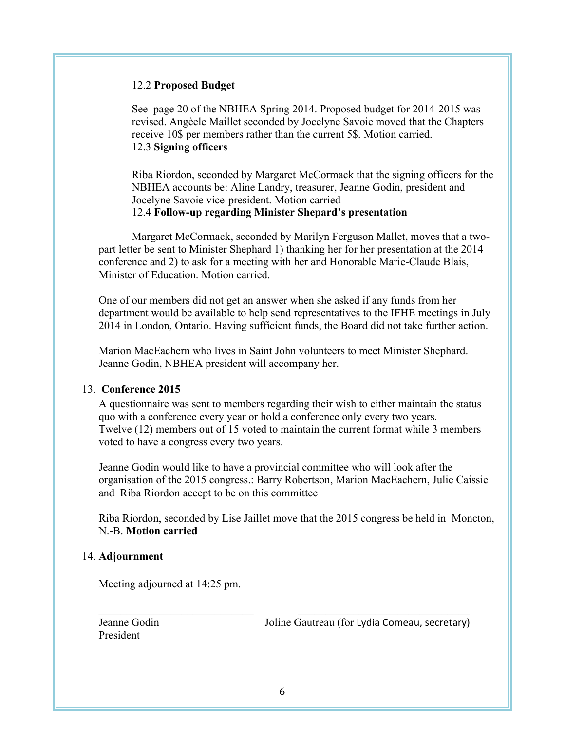12.2 **Proposed Budget**

See page 20 of the NBHEA Spring 2014. Proposed budget for 2014-2015 was revised. Angèele Maillet seconded by Jocelyne Savoie moved that the Chapters receive 10$ per members rather than the current 5$. Motion carried.

12.3 **Signing officers**

Riba Riordon, seconded by Margaret McCormack that the signing officers for the NBHEA accounts be: Aline Landry, treasurer, Jeanne Godin, president and Jocelyne Savoie vice-president. Motion carried

12.4 **Follow-up regarding Minister Shepard's presentation**

Margaret McCormack, seconded by Marilyn Ferguson Mallet, moves that a two-part letter be sent to Minister Shephard 1) thanking her for her presentation at the 2014 conference and 2) to ask for a meeting with her and Honorable Marie-Claude Blais, Minister of Education. Motion carried.

One of our members did not get an answer when she asked if any funds from her department would be available to help send representatives to the IFHE meetings in July 2014 in London, Ontario. Having sufficient funds, the Board did not take further action.

Marion MacEachern who lives in Saint John volunteers to meet Minister Shephard. Jeanne Godin, NBHEA president will accompany her.

13. **Conference 2015**

A questionnaire was sent to members regarding their wish to either maintain the status quo with a conference every year or hold a conference only every two years. Twelve (12) members out of 15 voted to maintain the current format while 3 members voted to have a congress every two years.

Jeanne Godin would like to have a provincial committee who will look after the organisation of the 2015 congress.: Barry Robertson, Marion MacEachern, Julie Caissie and Riba Riordon accept to be on this committee

Riba Riordon, seconded by Lise Jaillet move that the 2015 congress be held in Moncton, N.-B. **Motion carried**

14. **Adjournment**

Meeting adjourned at 14:25 pm.

\_\_\_\_\_\_\_\_\_\_\_\_\_\_\_\_\_\_\_\_\_\_\_\_\_\_\_\_ \_\_\_\_\_\_\_\_\_\_\_\_\_\_\_\_\_\_\_\_\_\_\_\_\_\_\_\_\_\_\_\_

Jeanne Godin Joline Gautreau (for Lydia Comeau, secretary)
President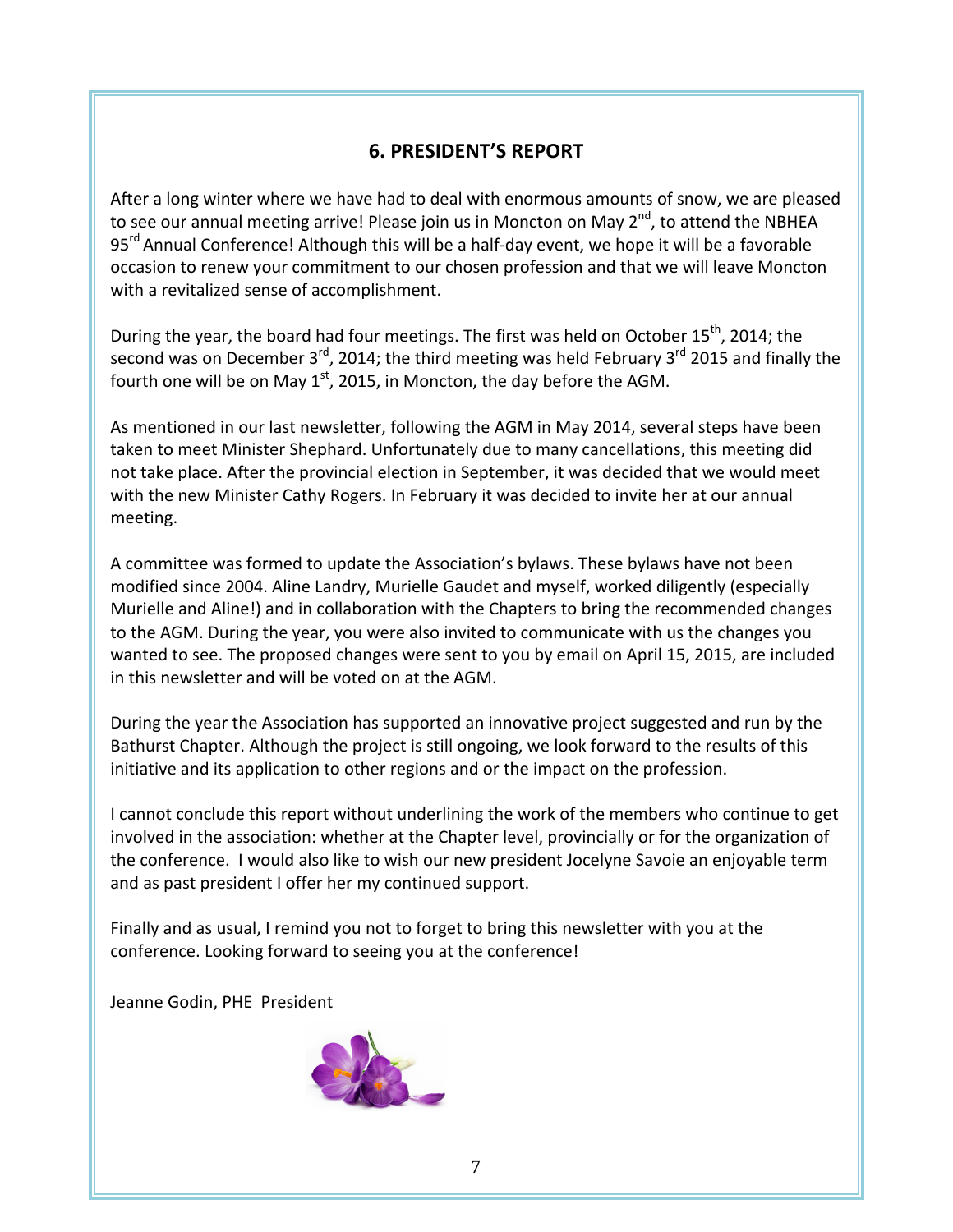## 6. PRESIDENT'S REPORT

After a long winter where we have had to deal with enormous amounts of snow, we are pleased to see our annual meeting arrive! Please join us in Moncton on May 2nd, to attend the NBHEA 95rd Annual Conference! Although this will be a half-day event, we hope it will be a favorable occasion to renew your commitment to our chosen profession and that we will leave Moncton with a revitalized sense of accomplishment.

During the year, the board had four meetings. The first was held on October 15th, 2014; the second was on December 3rd, 2014; the third meeting was held February 3rd 2015 and finally the fourth one will be on May 1st, 2015, in Moncton, the day before the AGM.

As mentioned in our last newsletter, following the AGM in May 2014, several steps have been taken to meet Minister Shephard. Unfortunately due to many cancellations, this meeting did not take place. After the provincial election in September, it was decided that we would meet with the new Minister Cathy Rogers. In February it was decided to invite her at our annual meeting.

A committee was formed to update the Association's bylaws. These bylaws have not been modified since 2004. Aline Landry, Murielle Gaudet and myself, worked diligently (especially Murielle and Aline!) and in collaboration with the Chapters to bring the recommended changes to the AGM. During the year, you were also invited to communicate with us the changes you wanted to see. The proposed changes were sent to you by email on April 15, 2015, are included in this newsletter and will be voted on at the AGM.

During the year the Association has supported an innovative project suggested and run by the Bathurst Chapter. Although the project is still ongoing, we look forward to the results of this initiative and its application to other regions and or the impact on the profession.

I cannot conclude this report without underlining the work of the members who continue to get involved in the association: whether at the Chapter level, provincially or for the organization of the conference. I would also like to wish our new president Jocelyne Savoie an enjoyable term and as past president I offer her my continued support.

Finally and as usual, I remind you not to forget to bring this newsletter with you at the conference. Looking forward to seeing you at the conference!

Jeanne Godin, PHE President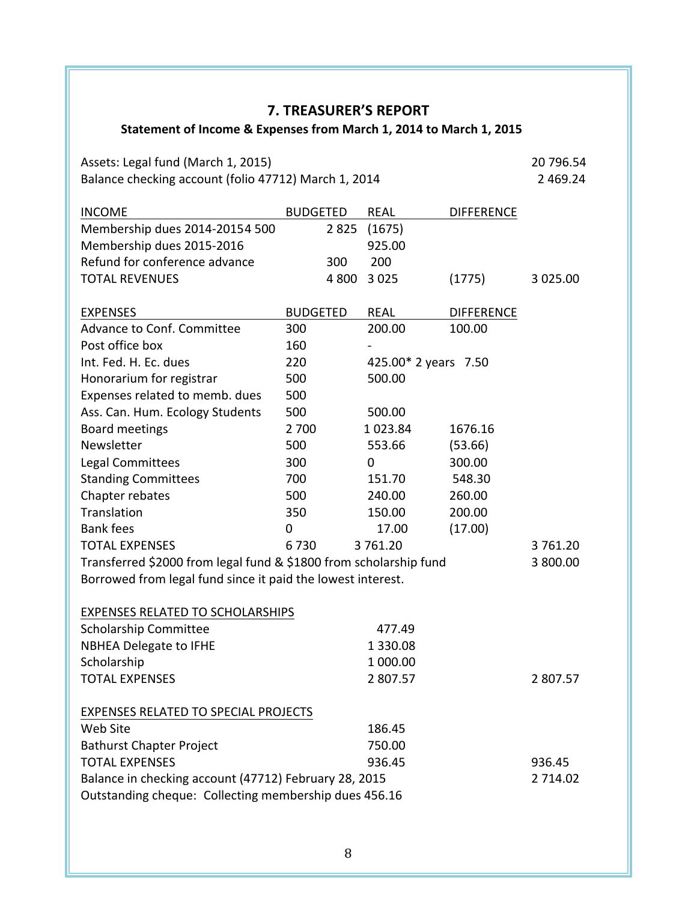## 7. TREASURER'S REPORT

### Statement of Income & Expenses from March 1, 2014 to March 1, 2015

| | | | | |
|---|---|---|---|---|
| Assets: Legal fund (March 1, 2015) | | | | 20 796.54 |
| Balance checking account (folio 47712) March 1, 2014 | | | | 2 469.24 |

| INCOME | BUDGETED | REAL | DIFFERENCE | |
|---|---|---|---|---|
| Membership dues 2014-20154 500 | 2 825 | (1675) | | |
| Membership dues 2015-2016 | | 925.00 | | |
| Refund for conference advance | 300 | 200 | | |
| TOTAL REVENUES | 4 800 | 3 025 | (1775) | 3 025.00 |

| EXPENSES | BUDGETED | REAL | DIFFERENCE | |
|---|---|---|---|---|
| Advance to Conf. Committee | 300 | 200.00 | 100.00 | |
| Post office box | 160 | - | | |
| Int. Fed. H. Ec. dues | 220 | 425.00* 2 years | 7.50 | |
| Honorarium for registrar | 500 | 500.00 | | |
| Expenses related to memb. dues | 500 | | | |
| Ass. Can. Hum. Ecology Students | 500 | 500.00 | | |
| Board meetings | 2 700 | 1 023.84 | 1676.16 | |
| Newsletter | 500 | 553.66 | (53.66) | |
| Legal Committees | 300 | 0 | 300.00 | |
| Standing Committees | 700 | 151.70 | 548.30 | |
| Chapter rebates | 500 | 240.00 | 260.00 | |
| Translation | 350 | 150.00 | 200.00 | |
| Bank fees | 0 | 17.00 | (17.00) | |
| TOTAL EXPENSES | 6 730 | 3 761.20 | | 3 761.20 |

Transferred $2000 from legal fund & $1800 from scholarship fund — 3 800.00

Borrowed from legal fund since it paid the lowest interest.

| EXPENSES RELATED TO SCHOLARSHIPS | | |
|---|---|---|
| Scholarship Committee | 477.49 | |
| NBHEA Delegate to IFHE | 1 330.08 | |
| Scholarship | 1 000.00 | |
| TOTAL EXPENSES | 2 807.57 | 2 807.57 |

| EXPENSES RELATED TO SPECIAL PROJECTS | | |
|---|---|---|
| Web Site | 186.45 | |
| Bathurst Chapter Project | 750.00 | |
| TOTAL EXPENSES | 936.45 | 936.45 |

Balance in checking account (47712) February 28, 2015 — 2 714.02

Outstanding cheque: Collecting membership dues 456.16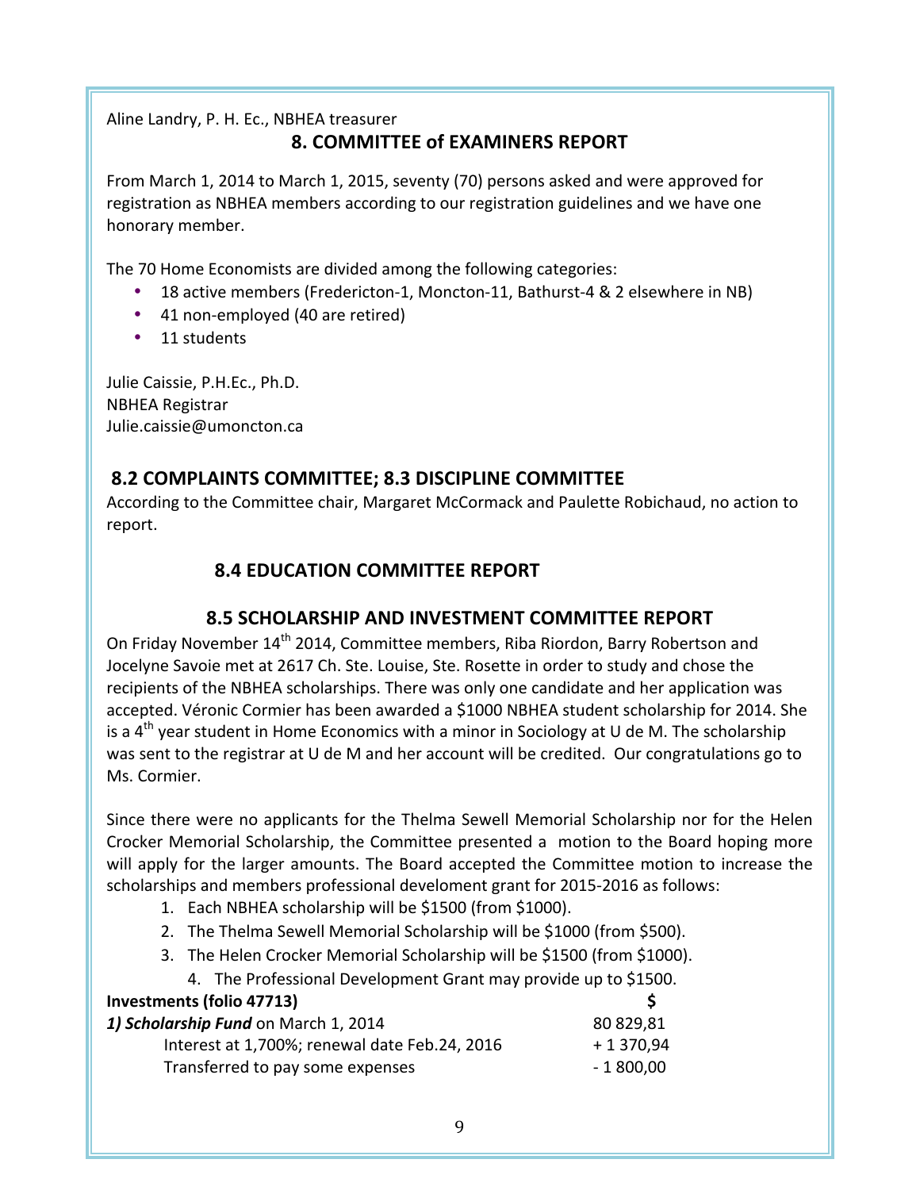Aline Landry, P. H. Ec., NBHEA treasurer

## 8. COMMITTEE of EXAMINERS REPORT

From March 1, 2014 to March 1, 2015, seventy (70) persons asked and were approved for registration as NBHEA members according to our registration guidelines and we have one honorary member.

The 70 Home Economists are divided among the following categories:

- 18 active members (Fredericton-1, Moncton-11, Bathurst-4 & 2 elsewhere in NB)
- 41 non-employed (40 are retired)
- 11 students

Julie Caissie, P.H.Ec., Ph.D.
NBHEA Registrar
Julie.caissie@umoncton.ca

## 8.2 COMPLAINTS COMMITTEE; 8.3 DISCIPLINE COMMITTEE

According to the Committee chair, Margaret McCormack and Paulette Robichaud, no action to report.

## 8.4 EDUCATION COMMITTEE REPORT

## 8.5 SCHOLARSHIP AND INVESTMENT COMMITTEE REPORT

On Friday November 14th 2014, Committee members, Riba Riordon, Barry Robertson and Jocelyne Savoie met at 2617 Ch. Ste. Louise, Ste. Rosette in order to study and chose the recipients of the NBHEA scholarships. There was only one candidate and her application was accepted. Véronic Cormier has been awarded a $1000 NBHEA student scholarship for 2014. She is a 4th year student in Home Economics with a minor in Sociology at U de M. The scholarship was sent to the registrar at U de M and her account will be credited. Our congratulations go to Ms. Cormier.

Since there were no applicants for the Thelma Sewell Memorial Scholarship nor for the Helen Crocker Memorial Scholarship, the Committee presented a motion to the Board hoping more will apply for the larger amounts. The Board accepted the Committee motion to increase the scholarships and members professional develoment grant for 2015-2016 as follows:

1. Each NBHEA scholarship will be $1500 (from $1000).
2. The Thelma Sewell Memorial Scholarship will be $1000 (from $500).
3. The Helen Crocker Memorial Scholarship will be $1500 (from $1000).
4. The Professional Development Grant may provide up to $1500.

| **Investments (folio 47713)** | **$** |
|---|---|
| ***1) Scholarship Fund*** on March 1, 2014 | 80 829,81 |
| Interest at 1,700%; renewal date Feb.24, 2016 | + 1 370,94 |
| Transferred to pay some expenses | - 1 800,00 |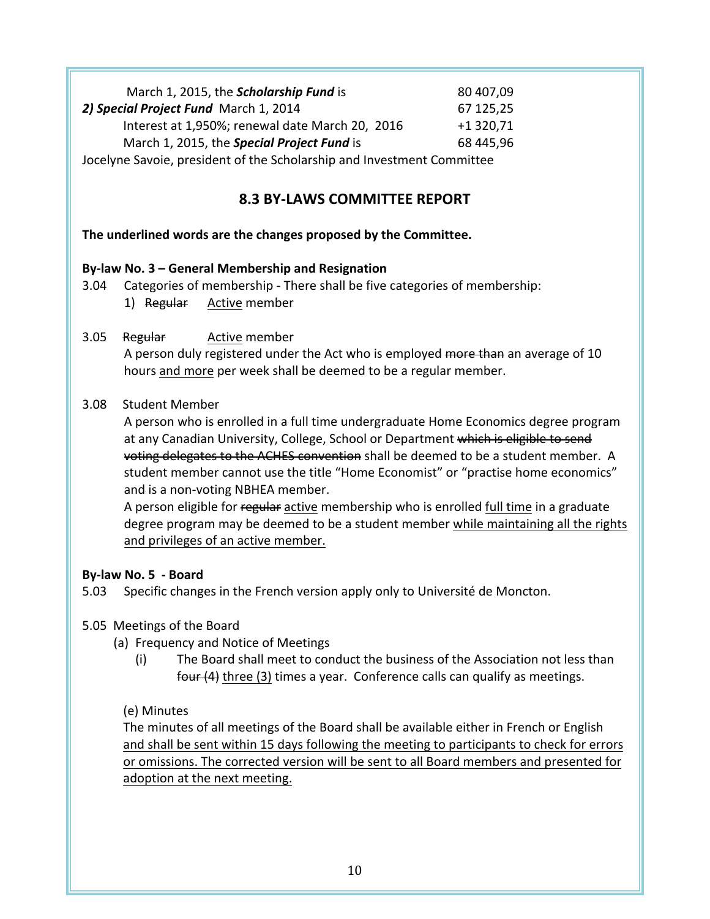| | |
|---|---|
| March 1, 2015, the ***Scholarship Fund*** is | 80 407,09 |
| ***2) Special Project Fund*** March 1, 2014 | 67 125,25 |
| Interest at 1,950%; renewal date March 20, 2016 | +1 320,71 |
| March 1, 2015, the ***Special Project Fund*** is | 68 445,96 |

Jocelyne Savoie, president of the Scholarship and Investment Committee

## 8.3 BY-LAWS COMMITTEE REPORT

**The underlined words are the changes proposed by the Committee.**

**By-law No. 3 – General Membership and Resignation**

3.04 Categories of membership - There shall be five categories of membership:

1) ~~Regular~~ <u>Active</u> member

3.05 ~~Regular~~ <u>Active</u> member

A person duly registered under the Act who is employed ~~more than~~ an average of 10 hours <u>and more</u> per week shall be deemed to be a regular member.

3.08 Student Member

A person who is enrolled in a full time undergraduate Home Economics degree program at any Canadian University, College, School or Department ~~which is eligible to send voting delegates to the ACHES convention~~ shall be deemed to be a student member. A student member cannot use the title "Home Economist" or "practise home economics" and is a non-voting NBHEA member.

A person eligible for ~~regular~~ <u>active</u> membership who is enrolled <u>full time</u> in a graduate degree program may be deemed to be a student member <u>while maintaining all the rights and privileges of an active member.</u>

**By-law No. 5 - Board**

5.03 Specific changes in the French version apply only to Université de Moncton.

5.05 Meetings of the Board

(a) Frequency and Notice of Meetings

(i) The Board shall meet to conduct the business of the Association not less than ~~four (4)~~ <u>three (3)</u> times a year. Conference calls can qualify as meetings.

(e) Minutes

The minutes of all meetings of the Board shall be available either in French or English <u>and shall be sent within 15 days following the meeting to participants to check for errors or omissions. The corrected version will be sent to all Board members and presented for adoption at the next meeting.</u>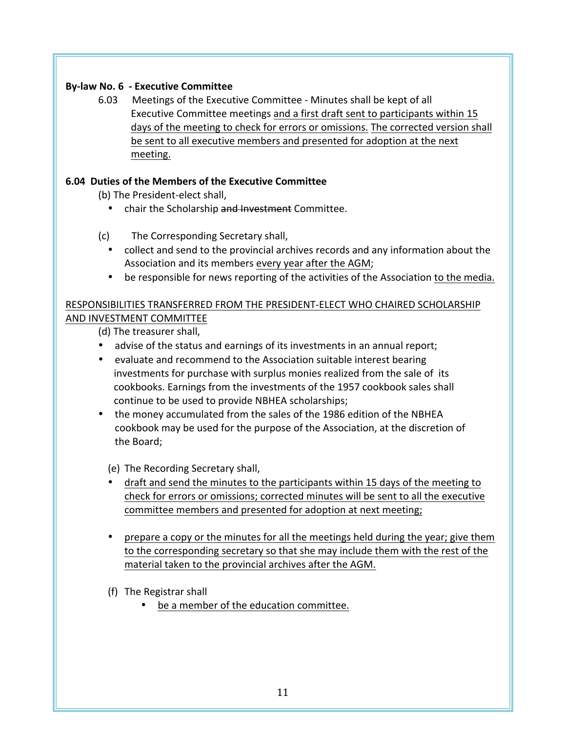**By-law No. 6 - Executive Committee**

6.03 Meetings of the Executive Committee - Minutes shall be kept of all Executive Committee meetings <u>and a first draft sent to participants within 15 days of the meeting to check for errors or omissions.</u> <u>The corrected version shall be sent to all executive members and presented for adoption at the next meeting.</u>

**6.04 Duties of the Members of the Executive Committee**

(b) The President-elect shall,

- chair the Scholarship ~~and Investment~~ Committee.

(c) The Corresponding Secretary shall,

- collect and send to the provincial archives records and any information about the Association and its members <u>every year after the AGM</u>;
- be responsible for news reporting of the activities of the Association <u>to the media.</u>

<u>RESPONSIBILITIES TRANSFERRED FROM THE PRESIDENT-ELECT WHO CHAIRED SCHOLARSHIP AND INVESTMENT COMMITTEE</u>

(d) The treasurer shall,

- advise of the status and earnings of its investments in an annual report;
- evaluate and recommend to the Association suitable interest bearing investments for purchase with surplus monies realized from the sale of its cookbooks. Earnings from the investments of the 1957 cookbook sales shall continue to be used to provide NBHEA scholarships;
- the money accumulated from the sales of the 1986 edition of the NBHEA cookbook may be used for the purpose of the Association, at the discretion of the Board;

(e) The Recording Secretary shall,

- <u>draft and send the minutes to the participants within 15 days of the meeting to check for errors or omissions; corrected minutes will be sent to all the executive committee members and presented for adoption at next meeting;</u>
- <u>prepare a copy or the minutes for all the meetings held during the year; give them to the corresponding secretary so that she may include them with the rest of the material taken to the provincial archives after the AGM.</u>

(f) The Registrar shall

- <u>be a member of the education committee.</u>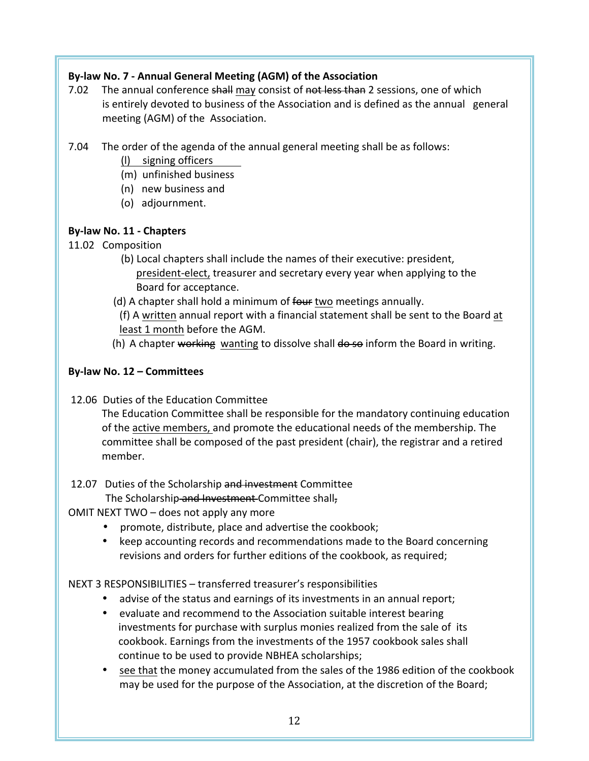**By-law No. 7 - Annual General Meeting (AGM) of the Association**

7.02 The annual conference ~~shall~~ <u>may</u> consist of ~~not less than~~ 2 sessions, one of which is entirely devoted to business of the Association and is defined as the annual general meeting (AGM) of the Association.

7.04 The order of the agenda of the annual general meeting shall be as follows:

- <u>(l) signing officers</u>
- (m) unfinished business
- (n) new business and
- (o) adjournment.

**By-law No. 11 - Chapters**

11.02 Composition

(b) Local chapters shall include the names of their executive: president, <u>president-elect,</u> treasurer and secretary every year when applying to the Board for acceptance.

(d) A chapter shall hold a minimum of ~~four~~ <u>two</u> meetings annually.

(f) A <u>written</u> annual report with a financial statement shall be sent to the Board <u>at least 1 month</u> before the AGM.

(h) A chapter ~~working~~ <u>wanting</u> to dissolve shall ~~do so~~ inform the Board in writing.

**By-law No. 12 – Committees**

12.06 Duties of the Education Committee

The Education Committee shall be responsible for the mandatory continuing education of the <u>active members,</u> and promote the educational needs of the membership. The committee shall be composed of the past president (chair), the registrar and a retired member.

12.07 Duties of the Scholarship ~~and investment~~ Committee

The Scholarship ~~and Investment~~ Committee shall~~,~~

OMIT NEXT TWO – does not apply any more

- promote, distribute, place and advertise the cookbook;
- keep accounting records and recommendations made to the Board concerning revisions and orders for further editions of the cookbook, as required;

NEXT 3 RESPONSIBILITIES – transferred treasurer's responsibilities

- advise of the status and earnings of its investments in an annual report;
- evaluate and recommend to the Association suitable interest bearing investments for purchase with surplus monies realized from the sale of its cookbook. Earnings from the investments of the 1957 cookbook sales shall continue to be used to provide NBHEA scholarships;
- <u>see that</u> the money accumulated from the sales of the 1986 edition of the cookbook may be used for the purpose of the Association, at the discretion of the Board;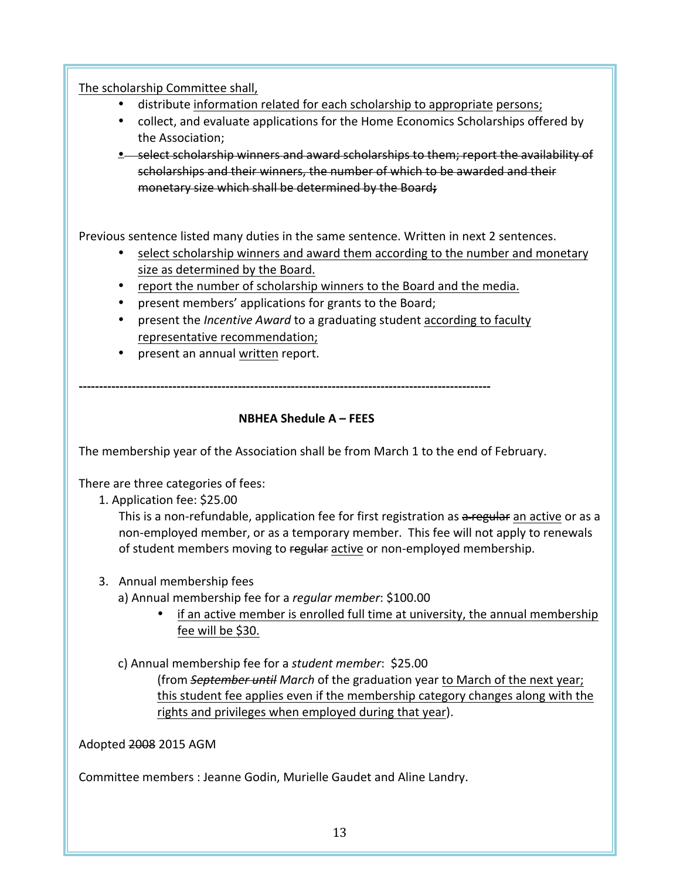<u>The scholarship Committee shall,</u>

- distribute <u>information related for each scholarship to appropriate</u> <u>persons;</u>
- collect, and evaluate applications for the Home Economics Scholarships offered by the Association;
- ~~select scholarship winners and award scholarships to them; report the availability of scholarships and their winners, the number of which to be awarded and their monetary size which shall be determined by the Board;~~

Previous sentence listed many duties in the same sentence. Written in next 2 sentences.

- <u>select scholarship winners and award them according to the number and monetary size as determined by the Board.</u>
- <u>report the number of scholarship winners to the Board and the media.</u>
- present members' applications for grants to the Board;
- present the *Incentive Award* to a graduating student <u>according to faculty representative recommendation;</u>
- present an annual <u>written</u> report.

---------------------------------------------------------------------------------------------------

**NBHEA Shedule A – FEES**

The membership year of the Association shall be from March 1 to the end of February.

There are three categories of fees:

1. Application fee: $25.00

   This is a non-refundable, application fee for first registration as ~~a regular~~ <u>an active</u> or as a non-employed member, or as a temporary member. This fee will not apply to renewals of student members moving to ~~regular~~ <u>active</u> or non-employed membership.

3. Annual membership fees

   a) Annual membership fee for a *regular member*: $100.00

   - <u>if an active member is enrolled full time at university, the annual membership fee will be $30.</u>

   c) Annual membership fee for a *student member*: $25.00

   (from ~~*September until*~~ *March* of the graduation year <u>to March of the next year; this student fee applies even if the membership category changes along with the rights and privileges when employed during that year</u>).

Adopted ~~2008~~ 2015 AGM

Committee members : Jeanne Godin, Murielle Gaudet and Aline Landry.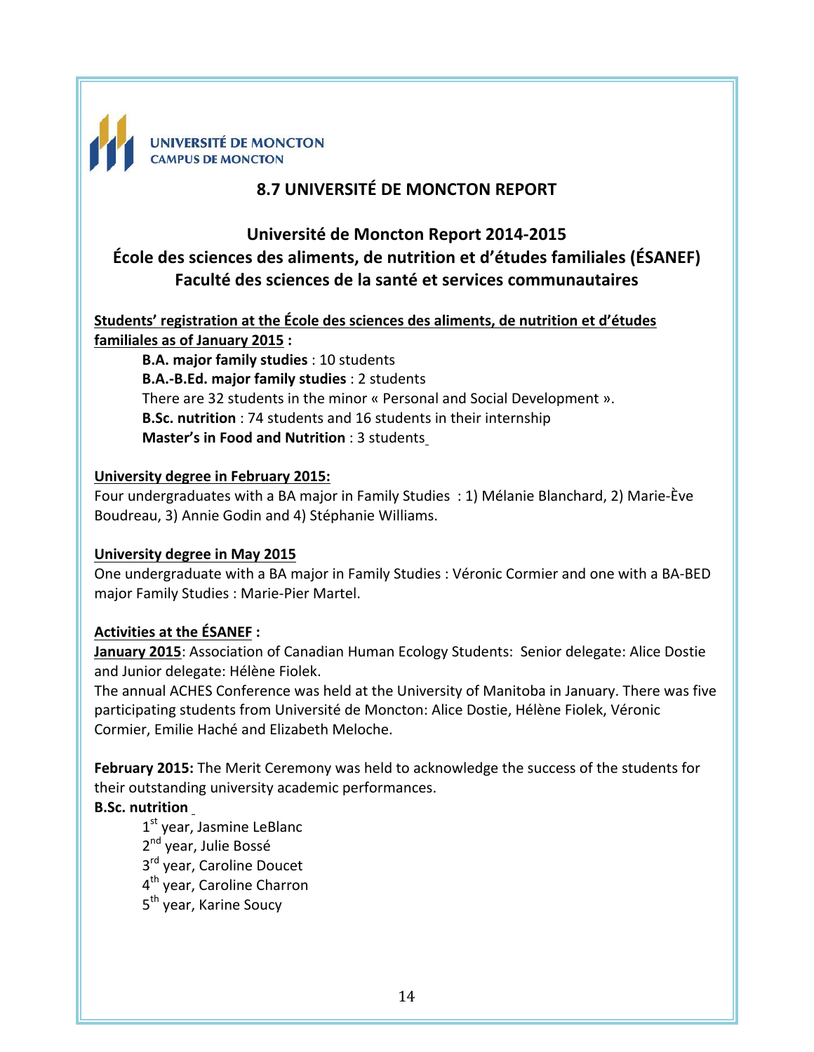UNIVERSITÉ DE MONCTON
CAMPUS DE MONCTON

## 8.7 UNIVERSITÉ DE MONCTON REPORT

### Université de Moncton Report 2014-2015
### École des sciences des aliments, de nutrition et d'études familiales (ÉSANEF)
### Faculté des sciences de la santé et services communautaires

**Students' registration at the École des sciences des aliments, de nutrition et d'études familiales as of January 2015 :**

- **B.A. major family studies** : 10 students
- **B.A.-B.Ed. major family studies** : 2 students
- There are 32 students in the minor « Personal and Social Development ».
- **B.Sc. nutrition** : 74 students and 16 students in their internship
- **Master's in Food and Nutrition** : 3 students

**University degree in February 2015:**

Four undergraduates with a BA major in Family Studies : 1) Mélanie Blanchard, 2) Marie-Ève Boudreau, 3) Annie Godin and 4) Stéphanie Williams.

**University degree in May 2015**

One undergraduate with a BA major in Family Studies : Véronic Cormier and one with a BA-BED major Family Studies : Marie-Pier Martel.

**Activities at the ÉSANEF :**

**January 2015**: Association of Canadian Human Ecology Students: Senior delegate: Alice Dostie and Junior delegate: Hélène Fiolek.

The annual ACHES Conference was held at the University of Manitoba in January. There was five participating students from Université de Moncton: Alice Dostie, Hélène Fiolek, Véronic Cormier, Emilie Haché and Elizabeth Meloche.

**February 2015:** The Merit Ceremony was held to acknowledge the success of the students for their outstanding university academic performances.

**B.Sc. nutrition**

- 1st year, Jasmine LeBlanc
- 2nd year, Julie Bossé
- 3rd year, Caroline Doucet
- 4th year, Caroline Charron
- 5th year, Karine Soucy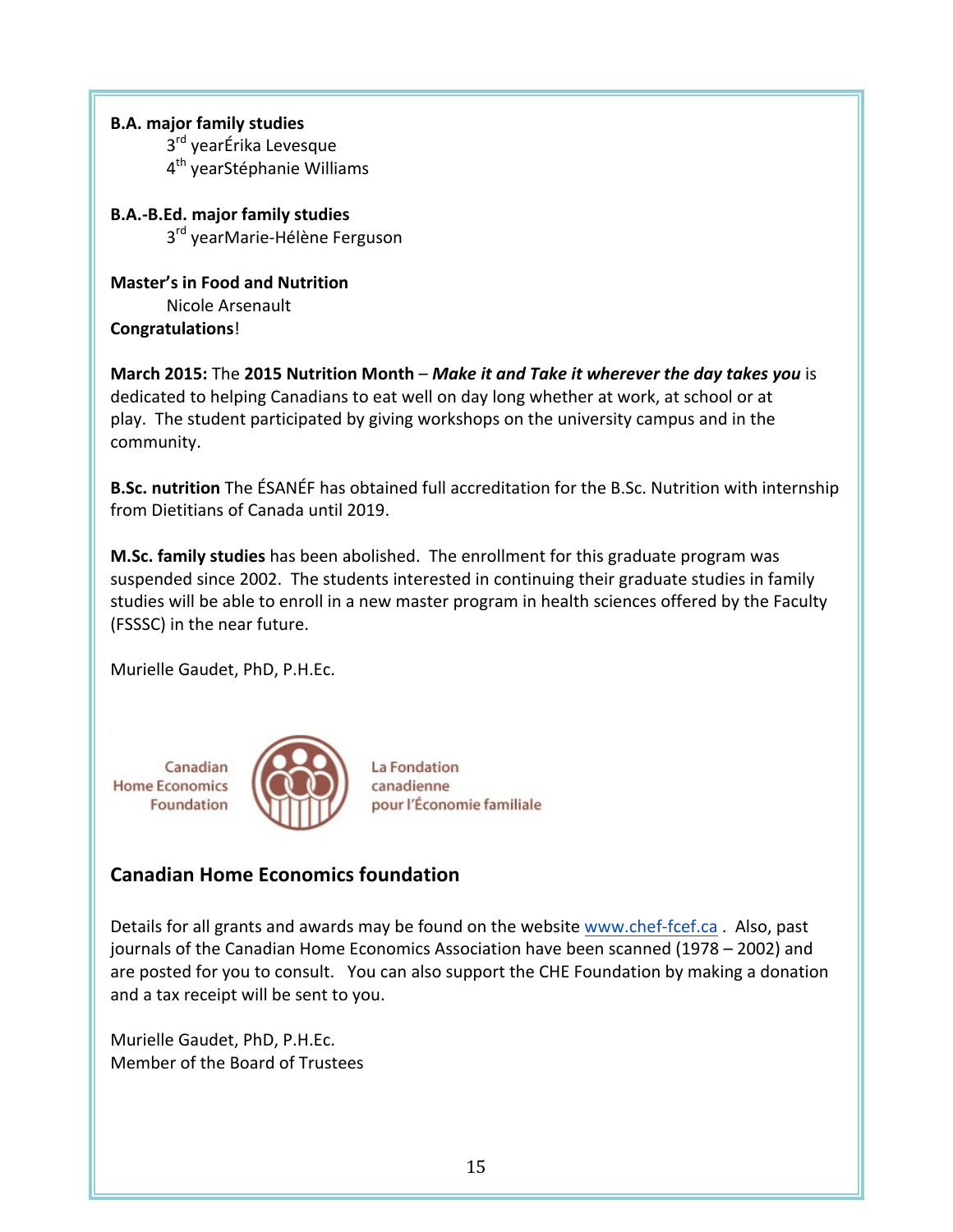**B.A. major family studies**

3rd yearÉrika Levesque

4th yearStéphanie Williams

**B.A.-B.Ed. major family studies**

3rd yearMarie-Hélène Ferguson

**Master's in Food and Nutrition**

Nicole Arsenault

**Congratulations**!

**March 2015:** The **2015 Nutrition Month** – ***Make it and Take it wherever the day takes you*** is dedicated to helping Canadians to eat well on day long whether at work, at school or at play. The student participated by giving workshops on the university campus and in the community.

**B.Sc. nutrition** The ÉSANÉF has obtained full accreditation for the B.Sc. Nutrition with internship from Dietitians of Canada until 2019.

**M.Sc. family studies** has been abolished. The enrollment for this graduate program was suspended since 2002. The students interested in continuing their graduate studies in family studies will be able to enroll in a new master program in health sciences offered by the Faculty (FSSSC) in the near future.

Murielle Gaudet, PhD, P.H.Ec.

Canadian Home Economics Foundation — La Fondation canadienne pour l'Économie familiale

## Canadian Home Economics foundation

Details for all grants and awards may be found on the website www.chef-fcef.ca . Also, past journals of the Canadian Home Economics Association have been scanned (1978 – 2002) and are posted for you to consult. You can also support the CHE Foundation by making a donation and a tax receipt will be sent to you.

Murielle Gaudet, PhD, P.H.Ec.
Member of the Board of Trustees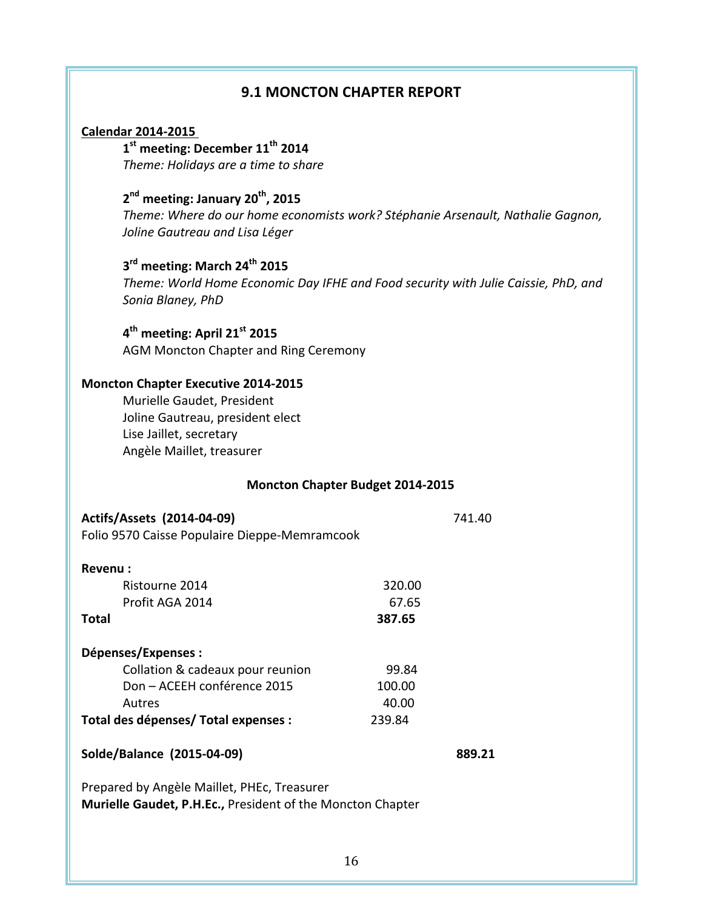## 9.1 MONCTON CHAPTER REPORT

**Calendar 2014-2015**

**1st meeting: December 11th 2014**
*Theme: Holidays are a time to share*

**2nd meeting: January 20th, 2015**
*Theme: Where do our home economists work? Stéphanie Arsenault, Nathalie Gagnon, Joline Gautreau and Lisa Léger*

**3rd meeting: March 24th 2015**
*Theme: World Home Economic Day IFHE and Food security with Julie Caissie, PhD, and Sonia Blaney, PhD*

**4th meeting: April 21st 2015**
AGM Moncton Chapter and Ring Ceremony

**Moncton Chapter Executive 2014-2015**

Murielle Gaudet, President
Joline Gautreau, president elect
Lise Jaillet, secretary
Angèle Maillet, treasurer

**Moncton Chapter Budget 2014-2015**

| | | |
|---|---|---|
| **Actifs/Assets (2014-04-09)** | | 741.40 |
| Folio 9570 Caisse Populaire Dieppe-Memramcook | | |
| **Revenu :** | | |
| Ristourne 2014 | 320.00 | |
| Profit AGA 2014 | 67.65 | |
| **Total** | **387.65** | |
| **Dépenses/Expenses :** | | |
| Collation & cadeaux pour reunion | 99.84 | |
| Don – ACEEH conférence 2015 | 100.00 | |
| Autres | 40.00 | |
| **Total des dépenses/ Total expenses :** | 239.84 | |
| **Solde/Balance (2015-04-09)** | | **889.21** |

Prepared by Angèle Maillet, PHEc, Treasurer
**Murielle Gaudet, P.H.Ec.,** President of the Moncton Chapter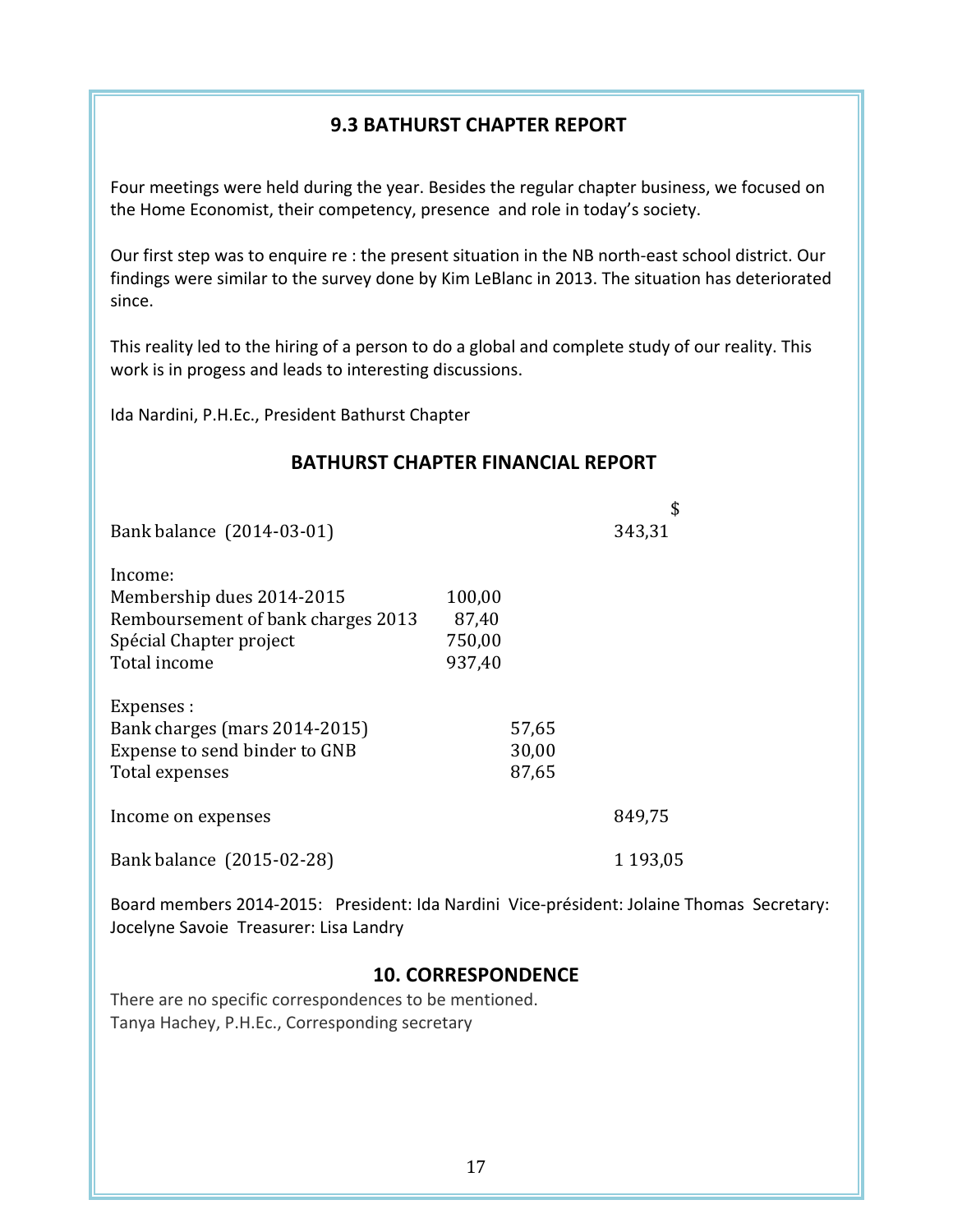## 9.3 BATHURST CHAPTER REPORT

Four meetings were held during the year. Besides the regular chapter business, we focused on the Home Economist, their competency, presence and role in today's society.

Our first step was to enquire re : the present situation in the NB north-east school district. Our findings were similar to the survey done by Kim LeBlanc in 2013. The situation has deteriorated since.

This reality led to the hiring of a person to do a global and complete study of our reality. This work is in progess and leads to interesting discussions.

Ida Nardini, P.H.Ec., President Bathurst Chapter

## BATHURST CHAPTER FINANCIAL REPORT

| | | | $ |
|---|---|---|---|
| Bank balance (2014-03-01) | | | 343,31 |
| Income: | | | |
| Membership dues 2014-2015 | 100,00 | | |
| Remboursement of bank charges 2013 | 87,40 | | |
| Spécial Chapter project | 750,00 | | |
| Total income | 937,40 | | |
| Expenses : | | | |
| Bank charges (mars 2014-2015) | | 57,65 | |
| Expense to send binder to GNB | | 30,00 | |
| Total expenses | | 87,65 | |
| Income on expenses | | | 849,75 |
| Bank balance (2015-02-28) | | | 1 193,05 |

Board members 2014-2015: President: Ida Nardini Vice-président: Jolaine Thomas Secretary: Jocelyne Savoie Treasurer: Lisa Landry

## 10. CORRESPONDENCE

There are no specific correspondences to be mentioned.
Tanya Hachey, P.H.Ec., Corresponding secretary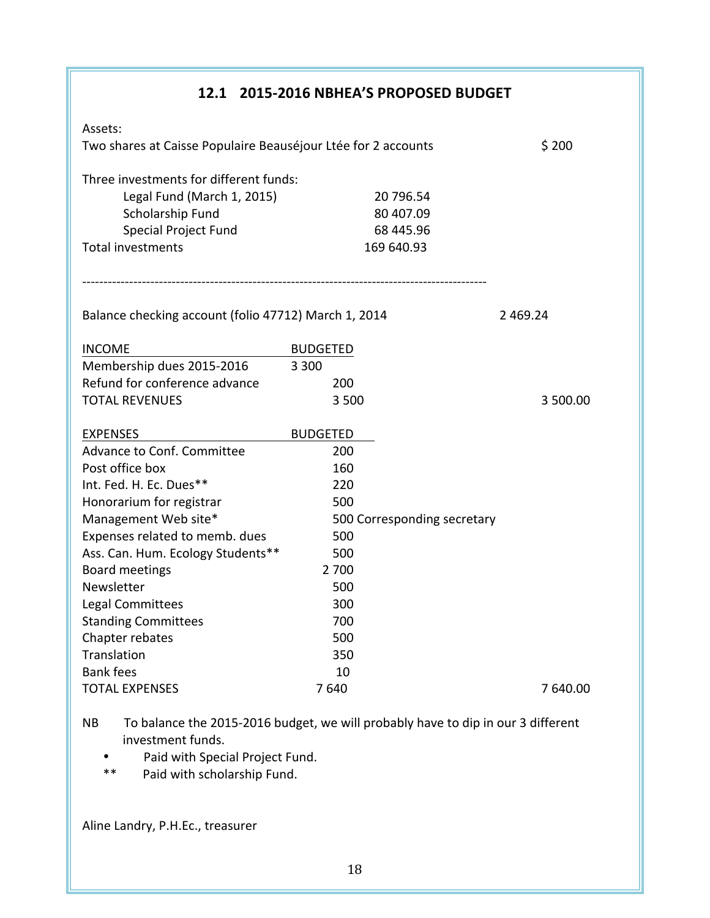## 12.1 2015-2016 NBHEA'S PROPOSED BUDGET

Assets:

| | | |
|---|---|---|
| Two shares at Caisse Populaire Beauséjour Ltée for 2 accounts | | $ 200 |
| Three investments for different funds: | | |
| Legal Fund (March 1, 2015) | 20 796.54 | |
| Scholarship Fund | 80 407.09 | |
| Special Project Fund | 68 445.96 | |
| Total investments | 169 640.93 | |

---

Balance checking account (folio 47712) March 1, 2014 2 469.24

| INCOME | BUDGETED | |
|---|---|---|
| Membership dues 2015-2016 | 3 300 | |
| Refund for conference advance | 200 | |
| TOTAL REVENUES | 3 500 | 3 500.00 |

| EXPENSES | BUDGETED | |
|---|---|---|
| Advance to Conf. Committee | 200 | |
| Post office box | 160 | |
| Int. Fed. H. Ec. Dues** | 220 | |
| Honorarium for registrar | 500 | |
| Management Web site* | 500 Corresponding secretary | |
| Expenses related to memb. dues | 500 | |
| Ass. Can. Hum. Ecology Students** | 500 | |
| Board meetings | 2 700 | |
| Newsletter | 500 | |
| Legal Committees | 300 | |
| Standing Committees | 700 | |
| Chapter rebates | 500 | |
| Translation | 350 | |
| Bank fees | 10 | |
| TOTAL EXPENSES | 7 640 | 7 640.00 |

NB To balance the 2015-2016 budget, we will probably have to dip in our 3 different investment funds.

- Paid with Special Project Fund.

** Paid with scholarship Fund.

Aline Landry, P.H.Ec., treasurer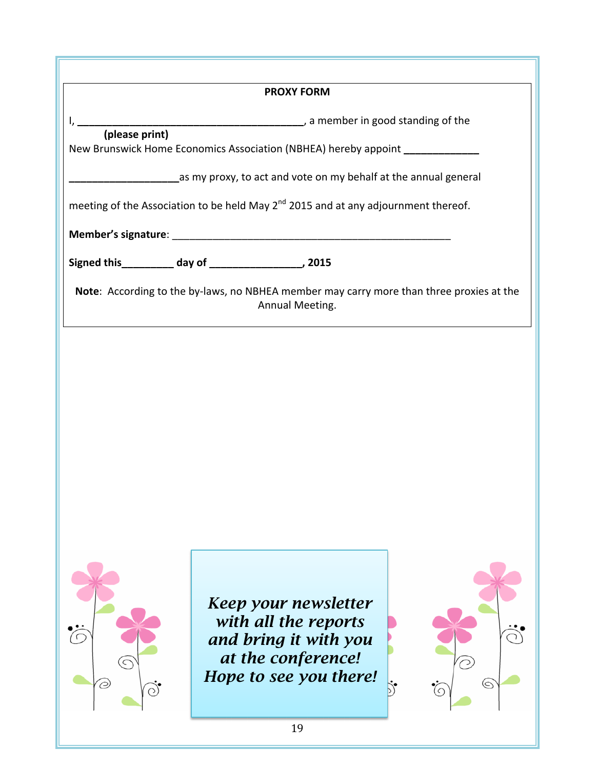**PROXY FORM**

I, ________________________________________, a member in good standing of the
**(please print)**
New Brunswick Home Economics Association (NBHEA) hereby appoint _____________

____________________as my proxy, to act and vote on my behalf at the annual general

meeting of the Association to be held May 2nd 2015 and at any adjournment thereof.

**Member's signature**: __________________________________________________

**Signed this_________ day of ________________, 2015**

**Note**: According to the by-laws, no NBHEA member may carry more than three proxies at the Annual Meeting.

***Keep your newsletter with all the reports and bring it with you at the conference! Hope to see you there!***